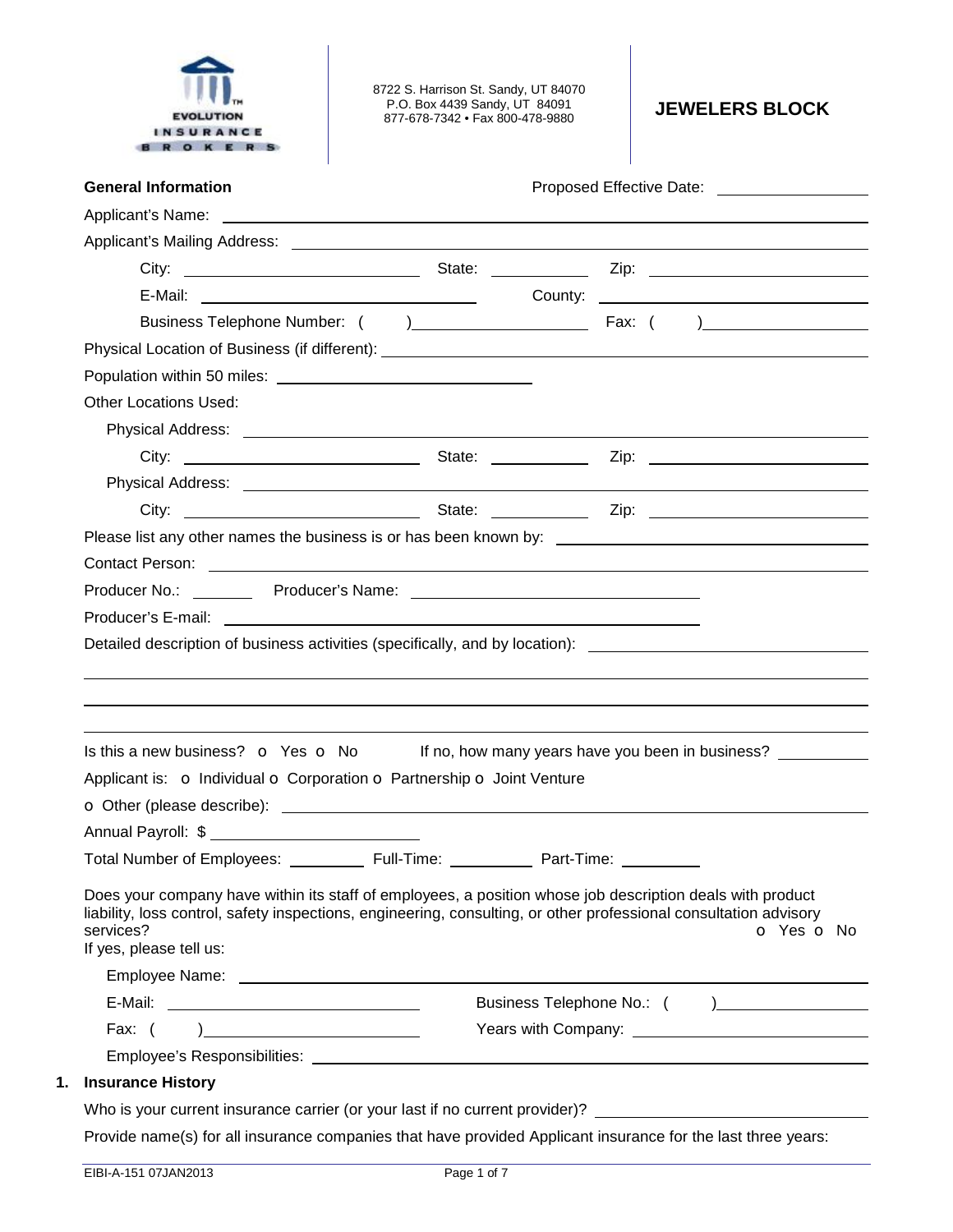EVOLUTION INSURANCE BROKERS

8722 S. Harrison St. Sandy, UT 84070
P.O. Box 4439 Sandy, UT 84091
877-678-7342 • Fax 800-478-9880

# JEWELERS BLOCK

**General Information** Proposed Effective Date: ________________

Applicant's Name: ________________________________________________

Applicant's Mailing Address: ________________________________________________

City: ____________________ State: __________ Zip: ____________________

E-Mail: ____________________ County: ____________________

Business Telephone Number: ( ) ____________________ Fax: ( ) ____________________

Physical Location of Business (if different): ________________________________________________

Population within 50 miles: ____________________

Other Locations Used:

Physical Address: ________________________________________________

City: ____________________ State: __________ Zip: ____________________

Physical Address: ________________________________________________

City: ____________________ State: __________ Zip: ____________________

Please list any other names the business is or has been known by: ____________________

Contact Person: ________________________________________________

Producer No.: ________ Producer's Name: ____________________

Producer's E-mail: ____________________

Detailed description of business activities (specifically, and by location): ____________________

________________________________________________

________________________________________________

________________________________________________

Is this a new business? o Yes o No If no, how many years have you been in business? __________

Applicant is: o Individual o Corporation o Partnership o Joint Venture

o Other (please describe): ________________________________________________

Annual Payroll: $ ____________________

Total Number of Employees: ________ Full-Time: ________ Part-Time: ________

Does your company have within its staff of employees, a position whose job description deals with product liability, loss control, safety inspections, engineering, consulting, or other professional consultation advisory services? o Yes o No

If yes, please tell us:

Employee Name: ________________________________________________

E-Mail: ____________________ Business Telephone No.: ( ) ____________________

Fax: ( ) ____________________ Years with Company: ____________________

Employee's Responsibilities: ________________________________________________

## 1. Insurance History

Who is your current insurance carrier (or your last if no current provider)? ____________________

Provide name(s) for all insurance companies that have provided Applicant insurance for the last three years:

EIBI-A-151 07JAN2013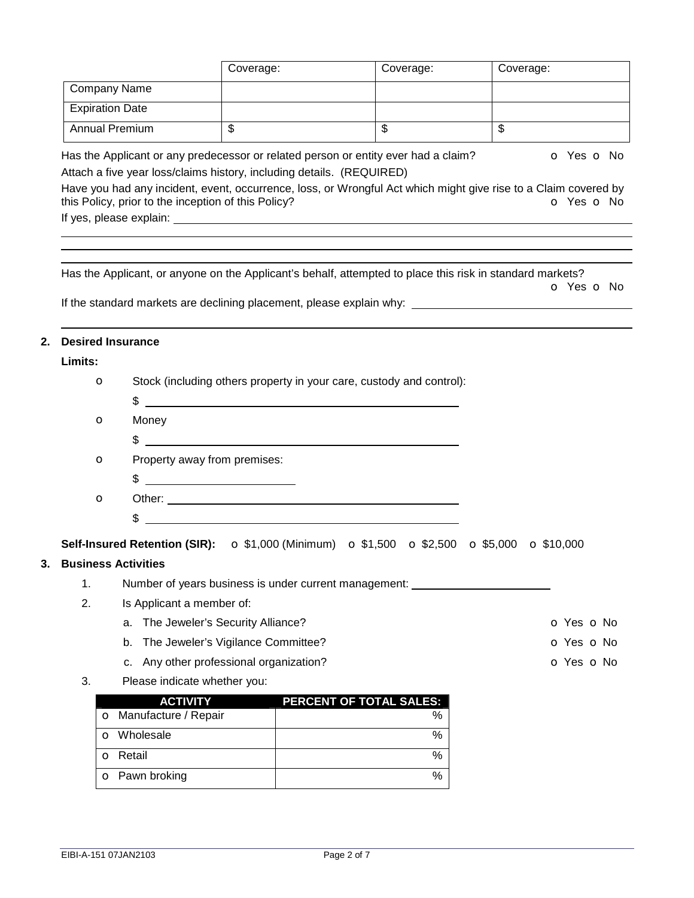| | Coverage: | Coverage: | Coverage: |
|---|---|---|---|
| Company Name | | | |
| Expiration Date | | | |
| Annual Premium | $ | $ | $ |

Has the Applicant or any predecessor or related person or entity ever had a claim? o Yes o No

Attach a five year loss/claims history, including details. (REQUIRED)

Have you had any incident, event, occurrence, loss, or Wrongful Act which might give rise to a Claim covered by this Policy, prior to the inception of this Policy? o Yes o No

If yes, please explain: ____________________

____________________

____________________

____________________

Has the Applicant, or anyone on the Applicant's behalf, attempted to place this risk in standard markets? o Yes o No

If the standard markets are declining placement, please explain why: ____________________

____________________

## 2. Desired Insurance

**Limits:**

- o Stock (including others property in your care, custody and control):
  $ ____________________
- o Money
  $ ____________________
- o Property away from premises:
  $ ____________________
- o Other: ____________________
  $ ____________________

**Self-Insured Retention (SIR):** o $1,000 (Minimum) o $1,500 o $2,500 o $5,000 o $10,000

## 3. Business Activities

1. Number of years business is under current management: ____________________
2. Is Applicant a member of:
   a. The Jeweler's Security Alliance? o Yes o No
   b. The Jeweler's Vigilance Committee? o Yes o No
   c. Any other professional organization? o Yes o No
3. Please indicate whether you:

| ACTIVITY | PERCENT OF TOTAL SALES: |
|---|---|
| o Manufacture / Repair | % |
| o Wholesale | % |
| o Retail | % |
| o Pawn broking | % |

EIBI-A-151 07JAN2103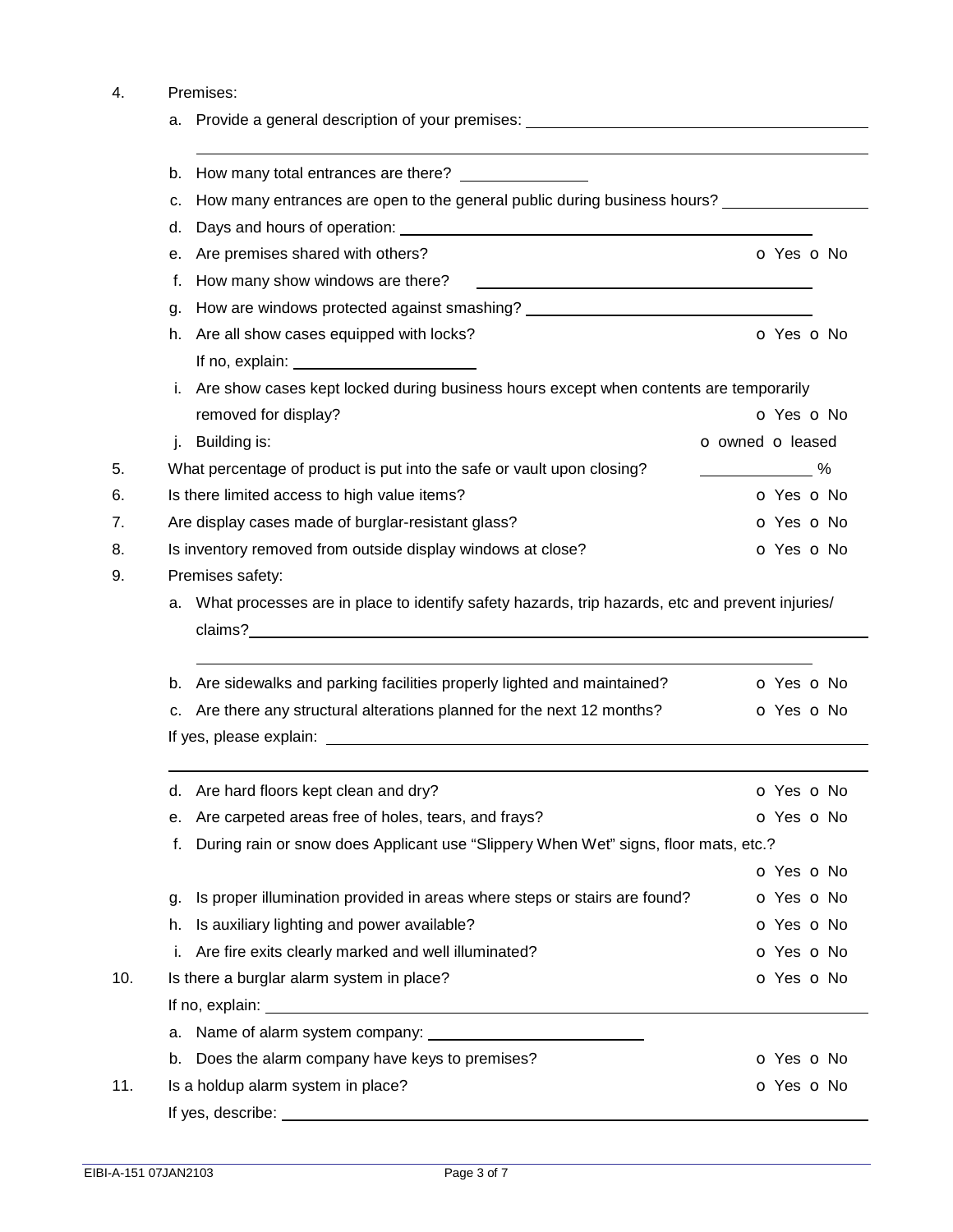4. Premises:

   a. Provide a general description of your premises: ______________________________________

   ______________________________________________________________________________

   b. How many total entrances are there? ______________

   c. How many entrances are open to the general public during business hours? ________________

   d. Days and hours of operation: ______________________________________________

   e. Are premises shared with others? o Yes o No

   f. How many show windows are there? ______________________________________

   g. How are windows protected against smashing? ______________________________

   h. Are all show cases equipped with locks? o Yes o No

      If no, explain: ____________________

   i. Are show cases kept locked during business hours except when contents are temporarily removed for display? o Yes o No

   j. Building is: o owned o leased

5. What percentage of product is put into the safe or vault upon closing? ____________ %

6. Is there limited access to high value items? o Yes o No

7. Are display cases made of burglar-resistant glass? o Yes o No

8. Is inventory removed from outside display windows at close? o Yes o No

9. Premises safety:

   a. What processes are in place to identify safety hazards, trip hazards, etc and prevent injuries/ claims? ______________________________________________________________

   ______________________________________________________________________________

   b. Are sidewalks and parking facilities properly lighted and maintained? o Yes o No

   c. Are there any structural alterations planned for the next 12 months? o Yes o No

   If yes, please explain: ________________________________________________________

   ______________________________________________________________________________

   d. Are hard floors kept clean and dry? o Yes o No

   e. Are carpeted areas free of holes, tears, and frays? o Yes o No

   f. During rain or snow does Applicant use "Slippery When Wet" signs, floor mats, etc.? o Yes o No

   g. Is proper illumination provided in areas where steps or stairs are found? o Yes o No

   h. Is auxiliary lighting and power available? o Yes o No

   i. Are fire exits clearly marked and well illuminated? o Yes o No

10. Is there a burglar alarm system in place? o Yes o No

    If no, explain: ______________________________________________________________

    a. Name of alarm system company: ________________________

    b. Does the alarm company have keys to premises? o Yes o No

11. Is a holdup alarm system in place? o Yes o No

    If yes, describe: ____________________________________________________________

EIBI-A-151 07JAN2103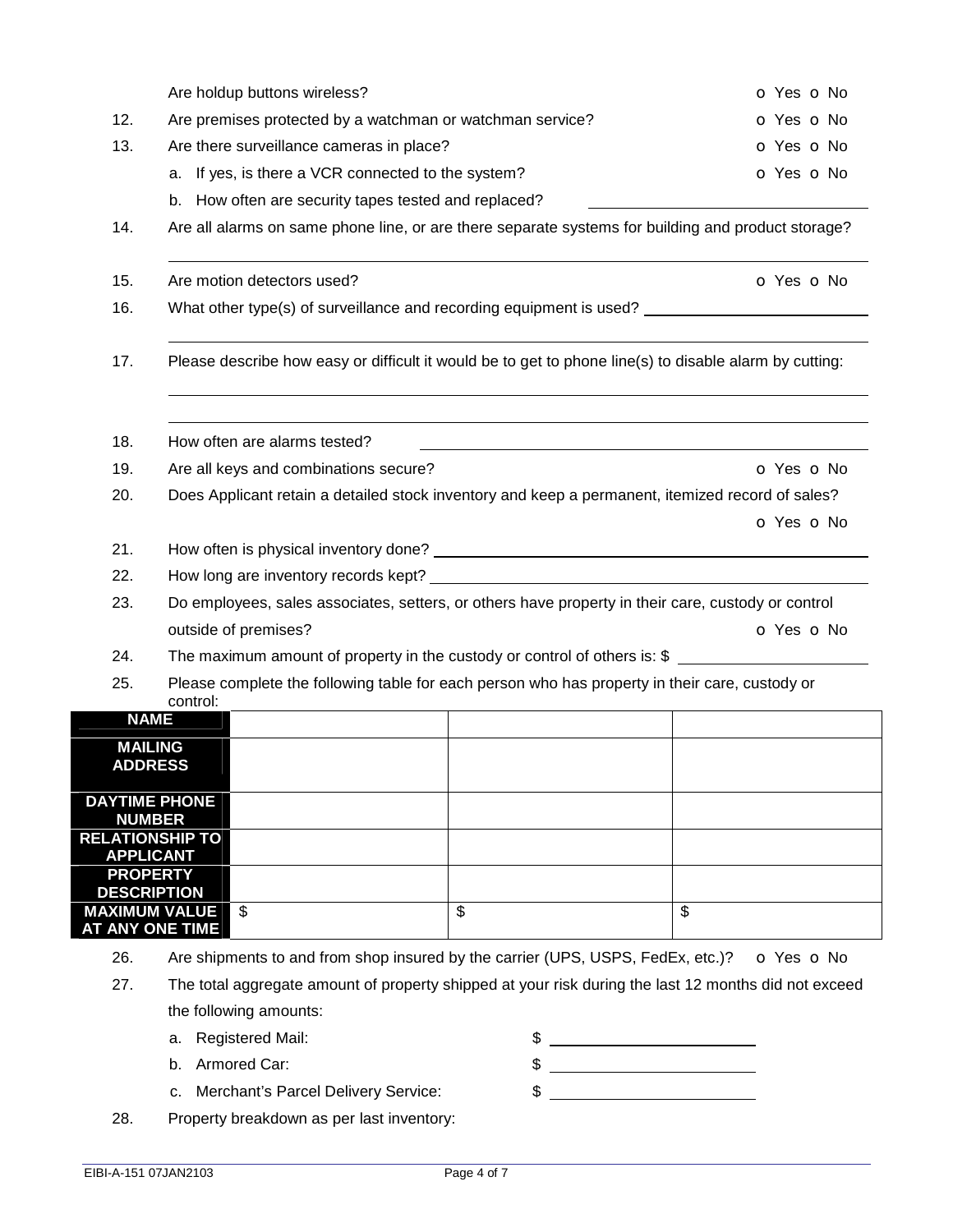Are holdup buttons wireless? o Yes o No

12. Are premises protected by a watchman or watchman service? o Yes o No
13. Are there surveillance cameras in place? o Yes o No
    a. If yes, is there a VCR connected to the system? o Yes o No
    b. How often are security tapes tested and replaced? ______________________________
14. Are all alarms on same phone line, or are there separate systems for building and product storage?

    ______________________________________________________________________________
15. Are motion detectors used? o Yes o No
16. What other type(s) of surveillance and recording equipment is used? ______________________________

    ______________________________________________________________________________
17. Please describe how easy or difficult it would be to get to phone line(s) to disable alarm by cutting:

    ______________________________________________________________________________

    ______________________________________________________________________________
18. How often are alarms tested? ______________________________
19. Are all keys and combinations secure? o Yes o No
20. Does Applicant retain a detailed stock inventory and keep a permanent, itemized record of sales? o Yes o No
21. How often is physical inventory done? ______________________________
22. How long are inventory records kept? ______________________________
23. Do employees, sales associates, setters, or others have property in their care, custody or control outside of premises? o Yes o No
24. The maximum amount of property in the custody or control of others is: $ ______________________________
25. Please complete the following table for each person who has property in their care, custody or control:

| | | | |
|---|---|---|---|
| **NAME** | | | |
| **MAILING ADDRESS** | | | |
| **DAYTIME PHONE NUMBER** | | | |
| **RELATIONSHIP TO APPLICANT** | | | |
| **PROPERTY DESCRIPTION** | | | |
| **MAXIMUM VALUE AT ANY ONE TIME** | $ | $ | $ |

26. Are shipments to and from shop insured by the carrier (UPS, USPS, FedEx, etc.)? o Yes o No
27. The total aggregate amount of property shipped at your risk during the last 12 months did not exceed the following amounts:
    a. Registered Mail: $ ______________________________
    b. Armored Car: $ ______________________________
    c. Merchant's Parcel Delivery Service: $ ______________________________
28. Property breakdown as per last inventory:

EIBI-A-151 07JAN2103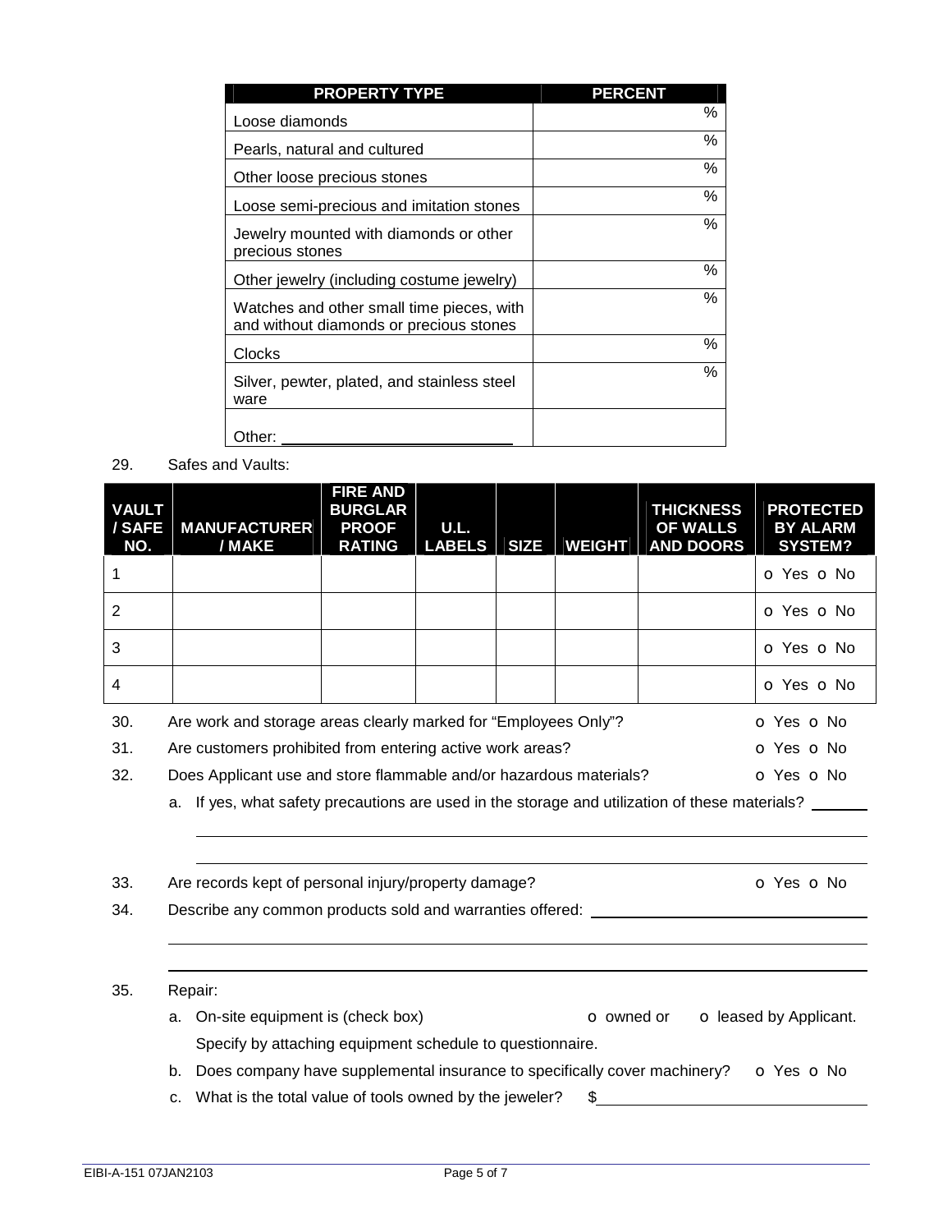| PROPERTY TYPE | PERCENT |
|---|---|
| Loose diamonds | % |
| Pearls, natural and cultured | % |
| Other loose precious stones | % |
| Loose semi-precious and imitation stones | % |
| Jewelry mounted with diamonds or other precious stones | % |
| Other jewelry (including costume jewelry) | % |
| Watches and other small time pieces, with and without diamonds or precious stones | % |
| Clocks | % |
| Silver, pewter, plated, and stainless steel ware | % |
| Other: ______________________ | |

29. Safes and Vaults:

| VAULT / SAFE NO. | MANUFACTURER / MAKE | FIRE AND BURGLAR PROOF RATING | U.L. LABELS | SIZE | WEIGHT | THICKNESS OF WALLS AND DOORS | PROTECTED BY ALARM SYSTEM? |
|---|---|---|---|---|---|---|---|
| 1 | | | | | | | o Yes o No |
| 2 | | | | | | | o Yes o No |
| 3 | | | | | | | o Yes o No |
| 4 | | | | | | | o Yes o No |

30. Are work and storage areas clearly marked for "Employees Only"? o Yes o No

31. Are customers prohibited from entering active work areas? o Yes o No

32. Does Applicant use and store flammable and/or hazardous materials? o Yes o No

   a. If yes, what safety precautions are used in the storage and utilization of these materials? ______

   ______________________________________________

   ______________________________________________

33. Are records kept of personal injury/property damage? o Yes o No

34. Describe any common products sold and warranties offered: ______________________

   ______________________________________________

   ______________________________________________

35. Repair:

   a. On-site equipment is (check box) o owned or o leased by Applicant.
   Specify by attaching equipment schedule to questionnaire.

   b. Does company have supplemental insurance to specifically cover machinery? o Yes o No

   c. What is the total value of tools owned by the jeweler? $______________________

EIBI-A-151 07JAN2103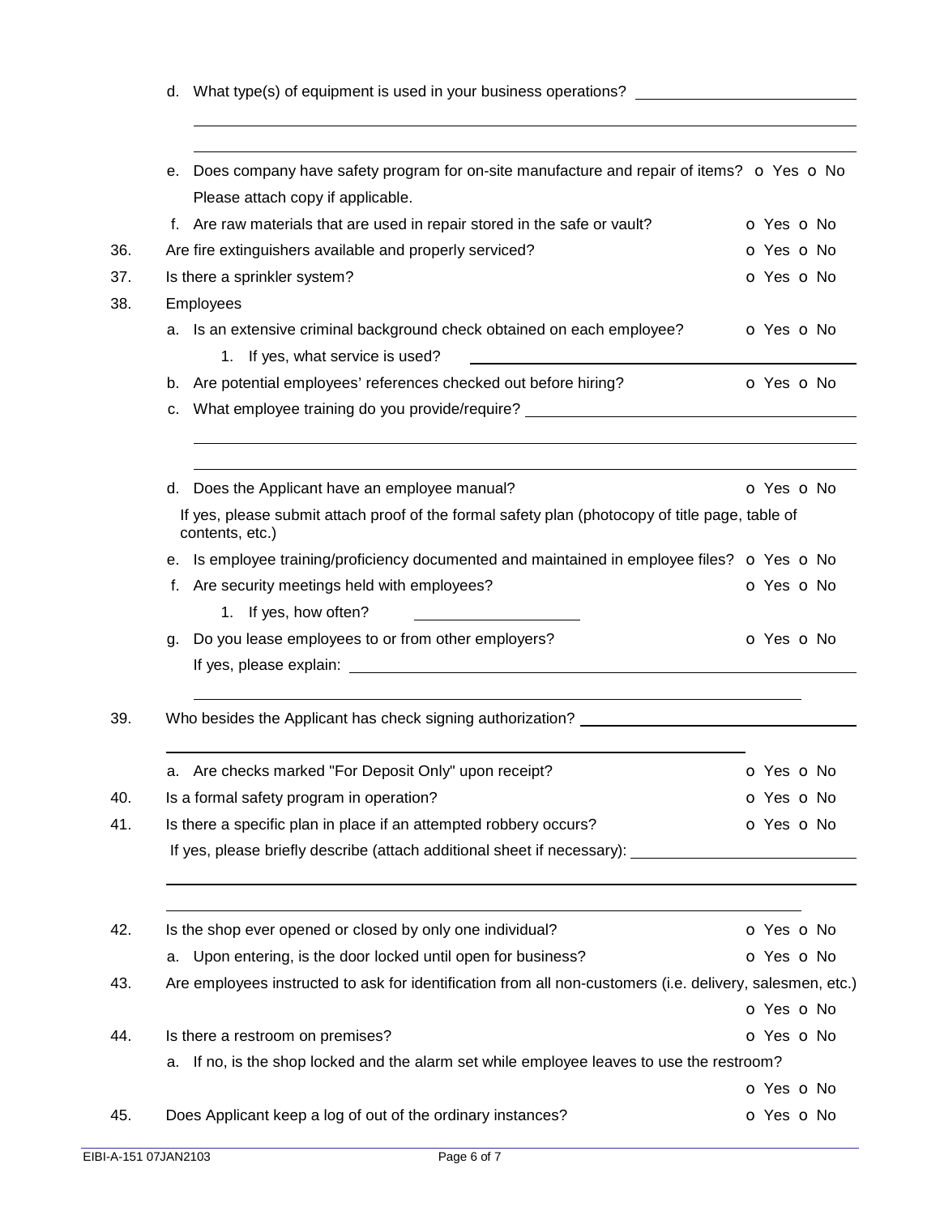d. What type(s) of equipment is used in your business operations? ______________________________

______________________________________________________________________

______________________________________________________________________

e. Does company have safety program for on-site manufacture and repair of items? o Yes o No
Please attach copy if applicable.

f. Are raw materials that are used in repair stored in the safe or vault? o Yes o No

36. Are fire extinguishers available and properly serviced? o Yes o No

37. Is there a sprinkler system? o Yes o No

38. Employees

a. Is an extensive criminal background check obtained on each employee? o Yes o No

1. If yes, what service is used? ______________________________

b. Are potential employees' references checked out before hiring? o Yes o No

c. What employee training do you provide/require? ______________________________

______________________________________________________________________

______________________________________________________________________

d. Does the Applicant have an employee manual? o Yes o No

If yes, please submit attach proof of the formal safety plan (photocopy of title page, table of contents, etc.)

e. Is employee training/proficiency documented and maintained in employee files? o Yes o No

f. Are security meetings held with employees? o Yes o No

1. If yes, how often? ____________________

g. Do you lease employees to or from other employers? o Yes o No

If yes, please explain: ______________________________

______________________________________________________________________

39. Who besides the Applicant has check signing authorization? ______________________________

______________________________________________________________________

a. Are checks marked "For Deposit Only" upon receipt? o Yes o No

40. Is a formal safety program in operation? o Yes o No

41. Is there a specific plan in place if an attempted robbery occurs? o Yes o No

If yes, please briefly describe (attach additional sheet if necessary): ______________________________

______________________________________________________________________

______________________________________________________________________

42. Is the shop ever opened or closed by only one individual? o Yes o No

a. Upon entering, is the door locked until open for business? o Yes o No

43. Are employees instructed to ask for identification from all non-customers (i.e. delivery, salesmen, etc.)
o Yes o No

44. Is there a restroom on premises? o Yes o No

a. If no, is the shop locked and the alarm set while employee leaves to use the restroom?
o Yes o No

45. Does Applicant keep a log of out of the ordinary instances? o Yes o No

EIBI-A-151 07JAN2103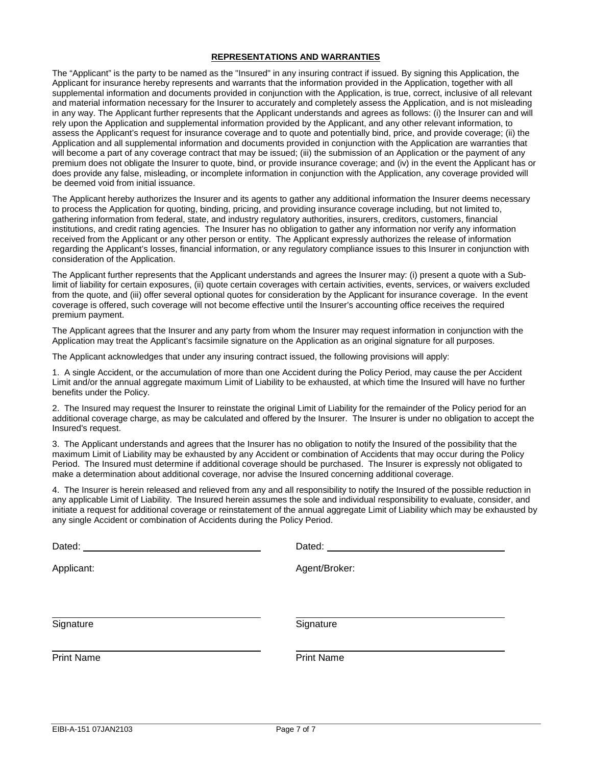## REPRESENTATIONS AND WARRANTIES

The "Applicant" is the party to be named as the "Insured" in any insuring contract if issued. By signing this Application, the Applicant for insurance hereby represents and warrants that the information provided in the Application, together with all supplemental information and documents provided in conjunction with the Application, is true, correct, inclusive of all relevant and material information necessary for the Insurer to accurately and completely assess the Application, and is not misleading in any way. The Applicant further represents that the Applicant understands and agrees as follows: (i) the Insurer can and will rely upon the Application and supplemental information provided by the Applicant, and any other relevant information, to assess the Applicant's request for insurance coverage and to quote and potentially bind, price, and provide coverage; (ii) the Application and all supplemental information and documents provided in conjunction with the Application are warranties that will become a part of any coverage contract that may be issued; (iii) the submission of an Application or the payment of any premium does not obligate the Insurer to quote, bind, or provide insurance coverage; and (iv) in the event the Applicant has or does provide any false, misleading, or incomplete information in conjunction with the Application, any coverage provided will be deemed void from initial issuance.

The Applicant hereby authorizes the Insurer and its agents to gather any additional information the Insurer deems necessary to process the Application for quoting, binding, pricing, and providing insurance coverage including, but not limited to, gathering information from federal, state, and industry regulatory authorities, insurers, creditors, customers, financial institutions, and credit rating agencies. The Insurer has no obligation to gather any information nor verify any information received from the Applicant or any other person or entity. The Applicant expressly authorizes the release of information regarding the Applicant's losses, financial information, or any regulatory compliance issues to this Insurer in conjunction with consideration of the Application.

The Applicant further represents that the Applicant understands and agrees the Insurer may: (i) present a quote with a Sub-limit of liability for certain exposures, (ii) quote certain coverages with certain activities, events, services, or waivers excluded from the quote, and (iii) offer several optional quotes for consideration by the Applicant for insurance coverage. In the event coverage is offered, such coverage will not become effective until the Insurer's accounting office receives the required premium payment.

The Applicant agrees that the Insurer and any party from whom the Insurer may request information in conjunction with the Application may treat the Applicant's facsimile signature on the Application as an original signature for all purposes.

The Applicant acknowledges that under any insuring contract issued, the following provisions will apply:

1. A single Accident, or the accumulation of more than one Accident during the Policy Period, may cause the per Accident Limit and/or the annual aggregate maximum Limit of Liability to be exhausted, at which time the Insured will have no further benefits under the Policy.

2. The Insured may request the Insurer to reinstate the original Limit of Liability for the remainder of the Policy period for an additional coverage charge, as may be calculated and offered by the Insurer. The Insurer is under no obligation to accept the Insured's request.

3. The Applicant understands and agrees that the Insurer has no obligation to notify the Insured of the possibility that the maximum Limit of Liability may be exhausted by any Accident or combination of Accidents that may occur during the Policy Period. The Insured must determine if additional coverage should be purchased. The Insurer is expressly not obligated to make a determination about additional coverage, nor advise the Insured concerning additional coverage.

4. The Insurer is herein released and relieved from any and all responsibility to notify the Insured of the possible reduction in any applicable Limit of Liability. The Insured herein assumes the sole and individual responsibility to evaluate, consider, and initiate a request for additional coverage or reinstatement of the annual aggregate Limit of Liability which may be exhausted by any single Accident or combination of Accidents during the Policy Period.

Dated: ______________________________

Applicant:

______________________________
Signature

______________________________
Print Name

Dated: ______________________________

Agent/Broker:

______________________________
Signature

______________________________
Print Name

EIBI-A-151 07JAN2103